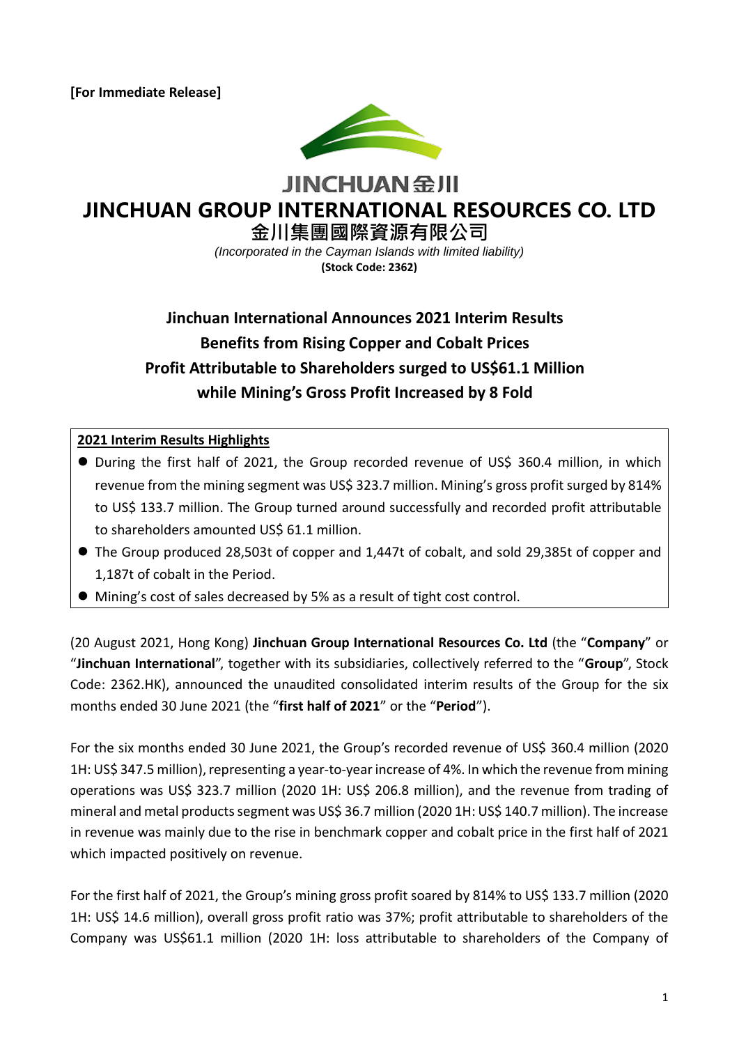**[For Immediate Release]**

JINCHUAN 金川

# JINCHUAN GROUP INTERNATIONAL RESOURCES CO. LTD

## 金川集團國際資源有限公司

*(Incorporated in the Cayman Islands with limited liability)*

**(Stock Code: 2362)**

## Jinchuan International Announces 2021 Interim Results
## Benefits from Rising Copper and Cobalt Prices
## Profit Attributable to Shareholders surged to US$61.1 Million while Mining's Gross Profit Increased by 8 Fold

**2021 Interim Results Highlights**

- During the first half of 2021, the Group recorded revenue of US$ 360.4 million, in which revenue from the mining segment was US$ 323.7 million. Mining's gross profit surged by 814% to US$ 133.7 million. The Group turned around successfully and recorded profit attributable to shareholders amounted US$ 61.1 million.
- The Group produced 28,503t of copper and 1,447t of cobalt, and sold 29,385t of copper and 1,187t of cobalt in the Period.
- Mining's cost of sales decreased by 5% as a result of tight cost control.

(20 August 2021, Hong Kong) **Jinchuan Group International Resources Co. Ltd** (the "**Company**" or "**Jinchuan International**", together with its subsidiaries, collectively referred to the "**Group**", Stock Code: 2362.HK), announced the unaudited consolidated interim results of the Group for the six months ended 30 June 2021 (the "**first half of 2021**" or the "**Period**").

For the six months ended 30 June 2021, the Group's recorded revenue of US$ 360.4 million (2020 1H: US$ 347.5 million), representing a year-to-year increase of 4%. In which the revenue from mining operations was US$ 323.7 million (2020 1H: US$ 206.8 million), and the revenue from trading of mineral and metal products segment was US$ 36.7 million (2020 1H: US$ 140.7 million). The increase in revenue was mainly due to the rise in benchmark copper and cobalt price in the first half of 2021 which impacted positively on revenue.

For the first half of 2021, the Group's mining gross profit soared by 814% to US$ 133.7 million (2020 1H: US$ 14.6 million), overall gross profit ratio was 37%; profit attributable to shareholders of the Company was US$61.1 million (2020 1H: loss attributable to shareholders of the Company of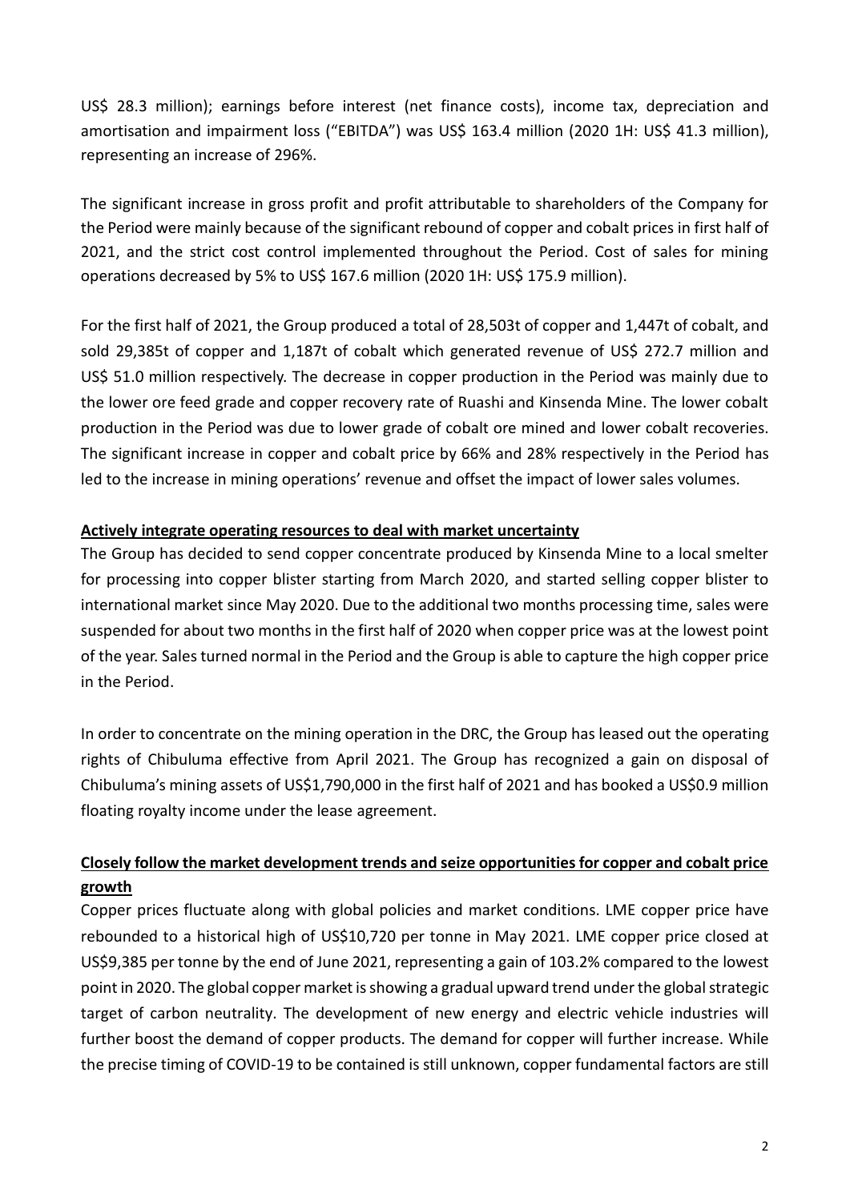US$ 28.3 million); earnings before interest (net finance costs), income tax, depreciation and amortisation and impairment loss ("EBITDA") was US$ 163.4 million (2020 1H: US$ 41.3 million), representing an increase of 296%.

The significant increase in gross profit and profit attributable to shareholders of the Company for the Period were mainly because of the significant rebound of copper and cobalt prices in first half of 2021, and the strict cost control implemented throughout the Period. Cost of sales for mining operations decreased by 5% to US$ 167.6 million (2020 1H: US$ 175.9 million).

For the first half of 2021, the Group produced a total of 28,503t of copper and 1,447t of cobalt, and sold 29,385t of copper and 1,187t of cobalt which generated revenue of US$ 272.7 million and US$ 51.0 million respectively. The decrease in copper production in the Period was mainly due to the lower ore feed grade and copper recovery rate of Ruashi and Kinsenda Mine. The lower cobalt production in the Period was due to lower grade of cobalt ore mined and lower cobalt recoveries. The significant increase in copper and cobalt price by 66% and 28% respectively in the Period has led to the increase in mining operations' revenue and offset the impact of lower sales volumes.

**Actively integrate operating resources to deal with market uncertainty**

The Group has decided to send copper concentrate produced by Kinsenda Mine to a local smelter for processing into copper blister starting from March 2020, and started selling copper blister to international market since May 2020. Due to the additional two months processing time, sales were suspended for about two months in the first half of 2020 when copper price was at the lowest point of the year. Sales turned normal in the Period and the Group is able to capture the high copper price in the Period.

In order to concentrate on the mining operation in the DRC, the Group has leased out the operating rights of Chibuluma effective from April 2021. The Group has recognized a gain on disposal of Chibuluma's mining assets of US$1,790,000 in the first half of 2021 and has booked a US$0.9 million floating royalty income under the lease agreement.

**Closely follow the market development trends and seize opportunities for copper and cobalt price growth**

Copper prices fluctuate along with global policies and market conditions. LME copper price have rebounded to a historical high of US$10,720 per tonne in May 2021. LME copper price closed at US$9,385 per tonne by the end of June 2021, representing a gain of 103.2% compared to the lowest point in 2020. The global copper market is showing a gradual upward trend under the global strategic target of carbon neutrality. The development of new energy and electric vehicle industries will further boost the demand of copper products. The demand for copper will further increase. While the precise timing of COVID-19 to be contained is still unknown, copper fundamental factors are still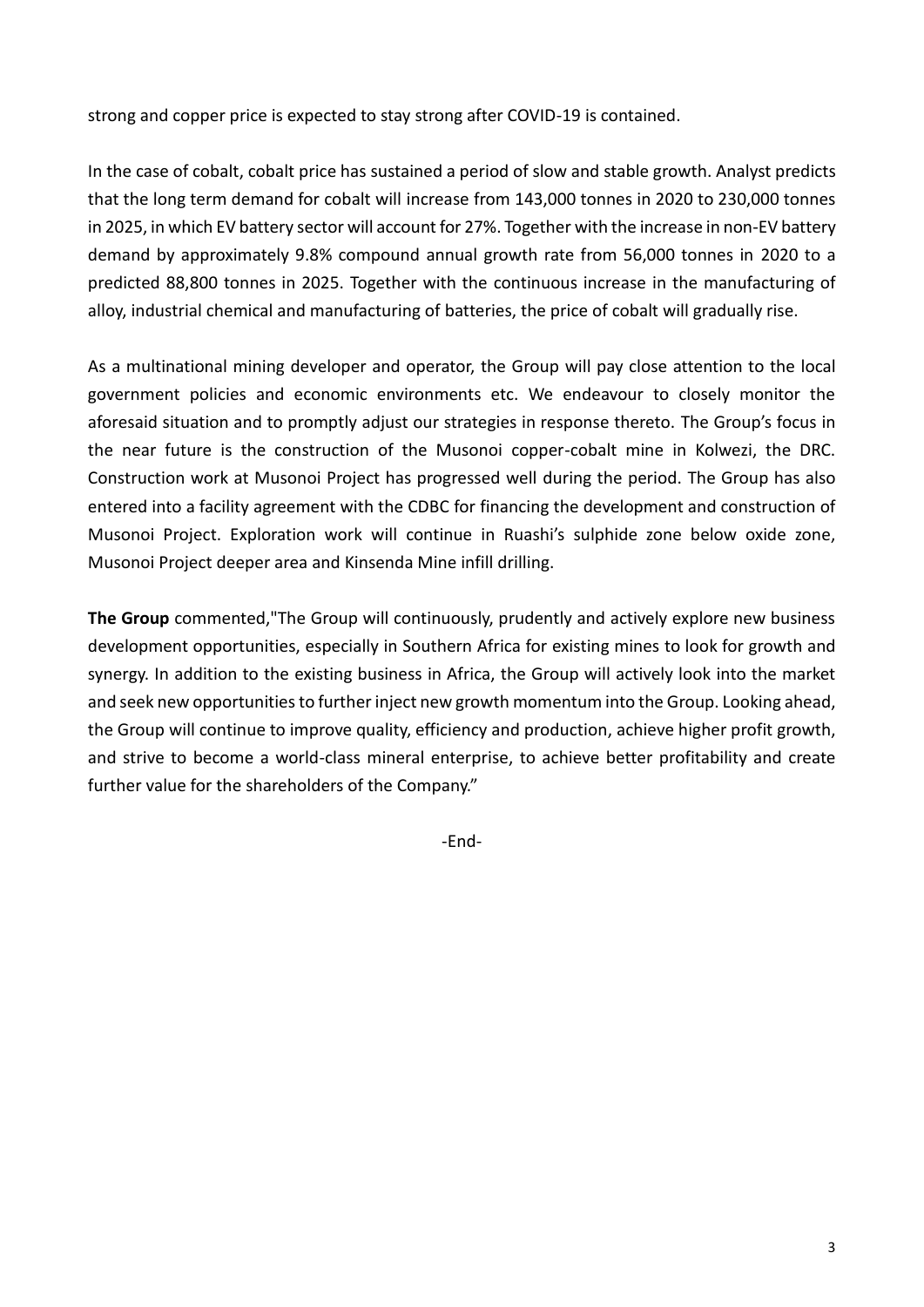strong and copper price is expected to stay strong after COVID-19 is contained.

In the case of cobalt, cobalt price has sustained a period of slow and stable growth. Analyst predicts that the long term demand for cobalt will increase from 143,000 tonnes in 2020 to 230,000 tonnes in 2025, in which EV battery sector will account for 27%. Together with the increase in non-EV battery demand by approximately 9.8% compound annual growth rate from 56,000 tonnes in 2020 to a predicted 88,800 tonnes in 2025. Together with the continuous increase in the manufacturing of alloy, industrial chemical and manufacturing of batteries, the price of cobalt will gradually rise.

As a multinational mining developer and operator, the Group will pay close attention to the local government policies and economic environments etc. We endeavour to closely monitor the aforesaid situation and to promptly adjust our strategies in response thereto. The Group's focus in the near future is the construction of the Musonoi copper-cobalt mine in Kolwezi, the DRC. Construction work at Musonoi Project has progressed well during the period. The Group has also entered into a facility agreement with the CDBC for financing the development and construction of Musonoi Project. Exploration work will continue in Ruashi's sulphide zone below oxide zone, Musonoi Project deeper area and Kinsenda Mine infill drilling.

**The Group** commented,"The Group will continuously, prudently and actively explore new business development opportunities, especially in Southern Africa for existing mines to look for growth and synergy. In addition to the existing business in Africa, the Group will actively look into the market and seek new opportunities to further inject new growth momentum into the Group. Looking ahead, the Group will continue to improve quality, efficiency and production, achieve higher profit growth, and strive to become a world-class mineral enterprise, to achieve better profitability and create further value for the shareholders of the Company."

-End-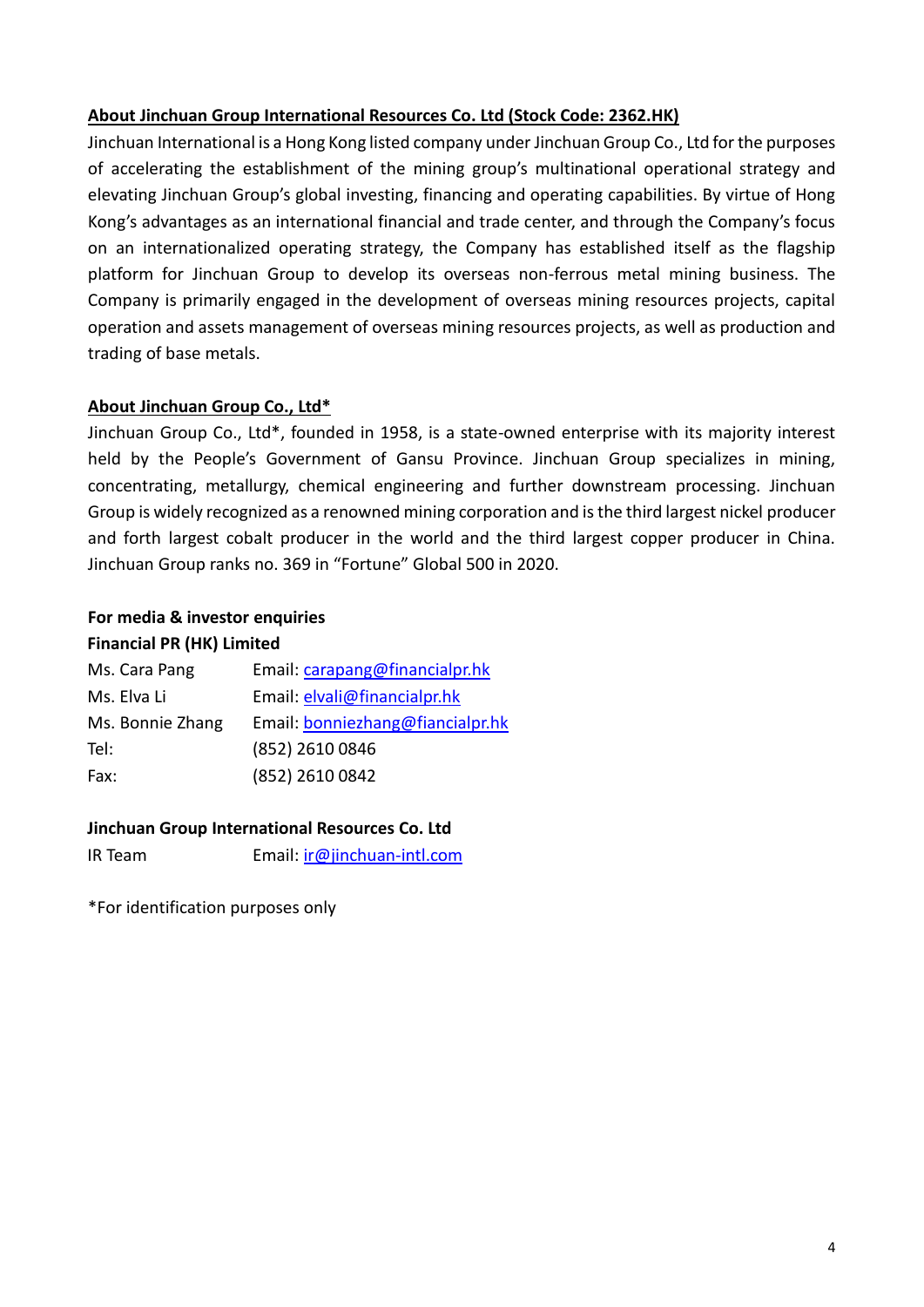**About Jinchuan Group International Resources Co. Ltd (Stock Code: 2362.HK)**

Jinchuan International is a Hong Kong listed company under Jinchuan Group Co., Ltd for the purposes of accelerating the establishment of the mining group's multinational operational strategy and elevating Jinchuan Group's global investing, financing and operating capabilities. By virtue of Hong Kong's advantages as an international financial and trade center, and through the Company's focus on an internationalized operating strategy, the Company has established itself as the flagship platform for Jinchuan Group to develop its overseas non-ferrous metal mining business. The Company is primarily engaged in the development of overseas mining resources projects, capital operation and assets management of overseas mining resources projects, as well as production and trading of base metals.

**About Jinchuan Group Co., Ltd***

Jinchuan Group Co., Ltd*, founded in 1958, is a state-owned enterprise with its majority interest held by the People's Government of Gansu Province. Jinchuan Group specializes in mining, concentrating, metallurgy, chemical engineering and further downstream processing. Jinchuan Group is widely recognized as a renowned mining corporation and is the third largest nickel producer and forth largest cobalt producer in the world and the third largest copper producer in China. Jinchuan Group ranks no. 369 in "Fortune" Global 500 in 2020.

**For media & investor enquiries**

**Financial PR (HK) Limited**

| | |
|---|---|
| Ms. Cara Pang | Email: carapang@financialpr.hk |
| Ms. Elva Li | Email: elvali@financialpr.hk |
| Ms. Bonnie Zhang | Email: bonniezhang@fiancialpr.hk |
| Tel: | (852) 2610 0846 |
| Fax: | (852) 2610 0842 |

**Jinchuan Group International Resources Co. Ltd**

| | |
|---|---|
| IR Team | Email: ir@jinchuan-intl.com |

*For identification purposes only